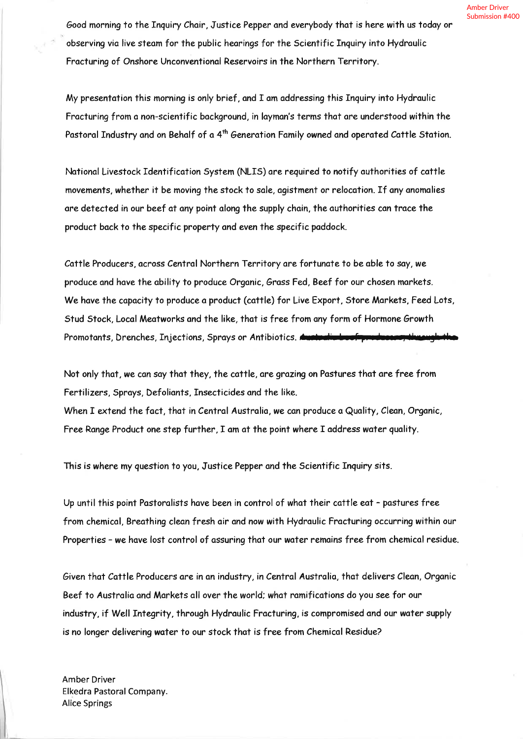Good morning to the Inquiry Chair, Justice Pepper and everybody that is here with us today or observing via live steam for the public hearings for the Scientific Inquiry into Hydraulic Fracturing of Onshore Unconventional Reservoirs in the Northern Territory.

My presentation this morning is only brief, and I am addressing this Inquiry into Hydraulic Fracturing from a non-scientific background, in layman's terms that are understood within the Pastoral Industry and on Behalf of a 4th Generation Family owned and operated Cattle Station.

National Livestock Identification System (NLIS) are required to notify authorities of cattle movements, whether it be moving the stock to sale, agistment or relocation. If any anomalies are detected in our beef at any point along the supply chain, the authorities can trace the product back to the specific property and even the specific paddock.

Cattle Producers, across Central Northern Territory are fortunate to be able to say, we produce and have the ability to produce Organic, Grass Fed, Beef for our chosen markets. We have the capacity to produce a product (cattle) for Live Export, Store Markets, Feed Lots, Stud Stock, Local Meatworks and the like, that is free from any form of Hormone Growth Promotants, Drenches, Injections, Sprays or Antibiotics.

Not only that, we can say that they, the cattle, are grazing on Pastures that are free from Fertilizers, Sprays, Defoliants, Insecticides and the like.
When I extend the fact, that in Central Australia, we can produce a Quality, Clean, Organic, Free Range Product one step further, I am at the point where I address water quality.

This is where my question to you, Justice Pepper and the Scientific Inquiry sits.

Up until this point Pastoralists have been in control of what their cattle eat – pastures free from chemical, Breathing clean fresh air and now with Hydraulic Fracturing occurring within our Properties – we have lost control of assuring that our water remains free from chemical residue.

Given that Cattle Producers are in an industry, in Central Australia, that delivers Clean, Organic Beef to Australia and Markets all over the world; what ramifications do you see for our industry, if Well Integrity, through Hydraulic Fracturing, is compromised and our water supply is no longer delivering water to our stock that is free from Chemical Residue?

Amber Driver
Elkedra Pastoral Company.
Alice Springs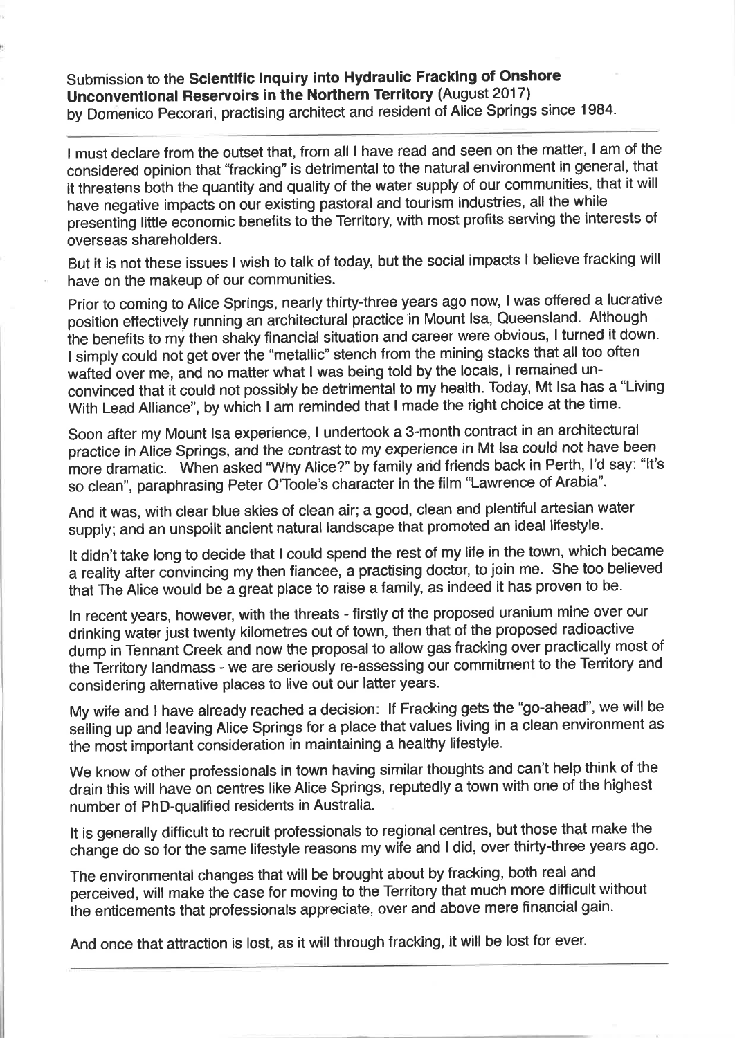Submission to the **Scientific Inquiry into Hydraulic Fracking of Onshore Unconventional Reservoirs in the Northern Territory** (August 2017)
by Domenico Pecorari, practising architect and resident of Alice Springs since 1984.

---

I must declare from the outset that, from all I have read and seen on the matter, I am of the considered opinion that "fracking" is detrimental to the natural environment in general, that it threatens both the quantity and quality of the water supply of our communities, that it will have negative impacts on our existing pastoral and tourism industries, all the while presenting little economic benefits to the Territory, with most profits serving the interests of overseas shareholders.

But it is not these issues I wish to talk of today, but the social impacts I believe fracking will have on the makeup of our communities.

Prior to coming to Alice Springs, nearly thirty-three years ago now, I was offered a lucrative position effectively running an architectural practice in Mount Isa, Queensland. Although the benefits to my then shaky financial situation and career were obvious, I turned it down. I simply could not get over the "metallic" stench from the mining stacks that all too often wafted over me, and no matter what I was being told by the locals, I remained unconvinced that it could not possibly be detrimental to my health. Today, Mt Isa has a "Living With Lead Alliance", by which I am reminded that I made the right choice at the time.

Soon after my Mount Isa experience, I undertook a 3-month contract in an architectural practice in Alice Springs, and the contrast to my experience in Mt Isa could not have been more dramatic. When asked "Why Alice?" by family and friends back in Perth, I'd say: "It's so clean", paraphrasing Peter O'Toole's character in the film "Lawrence of Arabia".

And it was, with clear blue skies of clean air; a good, clean and plentiful artesian water supply; and an unspoilt ancient natural landscape that promoted an ideal lifestyle.

It didn't take long to decide that I could spend the rest of my life in the town, which became a reality after convincing my then fiancee, a practising doctor, to join me. She too believed that The Alice would be a great place to raise a family, as indeed it has proven to be.

In recent years, however, with the threats - firstly of the proposed uranium mine over our drinking water just twenty kilometres out of town, then that of the proposed radioactive dump in Tennant Creek and now the proposal to allow gas fracking over practically most of the Territory landmass - we are seriously re-assessing our commitment to the Territory and considering alternative places to live out our latter years.

My wife and I have already reached a decision: If Fracking gets the "go-ahead", we will be selling up and leaving Alice Springs for a place that values living in a clean environment as the most important consideration in maintaining a healthy lifestyle.

We know of other professionals in town having similar thoughts and can't help think of the drain this will have on centres like Alice Springs, reputedly a town with one of the highest number of PhD-qualified residents in Australia.

It is generally difficult to recruit professionals to regional centres, but those that make the change do so for the same lifestyle reasons my wife and I did, over thirty-three years ago.

The environmental changes that will be brought about by fracking, both real and perceived, will make the case for moving to the Territory that much more difficult without the enticements that professionals appreciate, over and above mere financial gain.

And once that attraction is lost, as it will through fracking, it will be lost for ever.

---